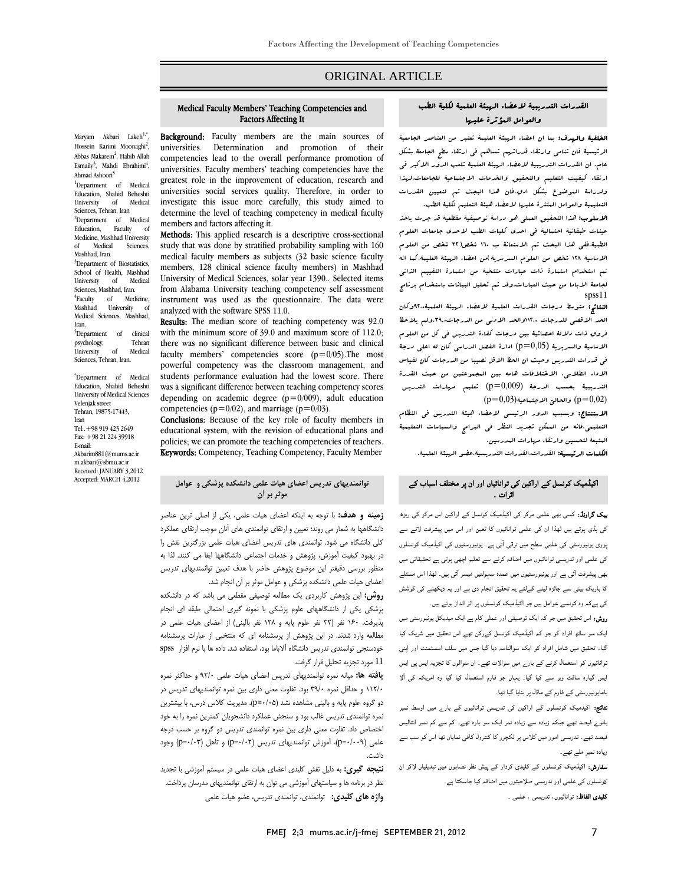ORIGINAL ARTICLE

# Medical Faculty Members' Teaching Competencies and Factors Affecting It

Maryam Akbari Lakeh[1,*], Hossein Karimi Moonaghi[2], Abbas Makarem[2], Habib Allah Esmaily[3], Mahdi Ebrahimi[4], Ahmad Ashoori[5]

[1]Department of Medical Education, Shahid Beheshti University of Medical Sciences, Tehran, Iran
[2]Department of Medical Education, Faculty of Medicine, Mashhad University of Medical Sciences, Mashhad, Iran.
[3]Department of Biostatistics, School of Health, Mashhad University of Medical Sciences, Mashhad, Iran.
[4]Faculty of Medicine, Mashhad University of Medical Sciences, Mashhad, Iran.
[5]Department of clinical psychology, Tehran University of Medical Sciences, Tehran, Iran.

*Department of Medical Education, Shahid Beheshti University of Medical Sciences
Velenjak street
Tehran, 19875-17443, Iran
Tel.:+98 919 423 2649
Fax: +98 21 224 39918
E-mail:
Akbarim881@mums.ac.ir
m.akbari@sbmu.ac.ir
Received: JANUARY 3,2012
Accepted: MARCH 4,2012

**Background:** Faculty members are the main sources of universities. Determination and promotion of their competencies lead to the overall performance promotion of universities. Faculty members' teaching competencies have the greatest role in the improvement of education, research and universities social services quality. Therefore, in order to investigate this issue more carefully, this study aimed to determine the level of teaching competency in medical faculty members and factors affecting it.

**Methods:** This applied research is a descriptive cross-sectional study that was done by stratified probability sampling with 160 medical faculty members as subjects (32 basic science faculty members, 128 clinical science faculty members) in Mashhad University of Medical Sciences, solar year 1390.. Selected items from Alabama University teaching competency self assessment instrument was used as the questionnaire. The data were analyzed with the software SPSS 11.0.

**Results:** The median score of teaching competency was 92.0 with the minimum score of 39.0 and maximum score of 112.0; there was no significant difference between basic and clinical faculty members' competencies score (p=0/05).The most powerful competency was the classroom management, and students performance evaluation had the lowest score. There was a significant difference between teaching competency scores depending on academic degree (p=0/009), adult education competencies (p=0/02), and marriage (p=0/03).

**Conclusions:** Because of the key role of faculty members in educational system, with the revision of educational plans and policies; we can promote the teaching competencies of teachers.

**Keywords:** Competency, Teaching Competency, Faculty Member

# القدرات التدريبية لاعضاء الهيئة العلمية لكلية الطب والعوامل المؤثرة عليها

**الخلفية والهدف:** بما ان اعضاء الهيئة العلمية تعتبر من العناصر الجامعية الرئيسية فان تنامي وارتقاء قدراتهم تساهم في ارتقاء سطح الجامعة بشكل عام. ان القدرات التدريبية لاعضاء الهيئة العلمية تلعب الدور الاكبر في ارتقاء كيفية التعليم والتحقيق والخدمات الاجتماعية للجامعات.لهذا ولدراسة الموضوع بشكل ادق،فان هذا البحث تم لتعيين القدرات التعليمية والعوامل المؤثرة عليها لاعضاء هيئة التعليم لكلية الطب.

**الاسلوب:** هذا التحقيق العملي هو دراسة توصيفية مقطعية قد جرت باخذ عينات طبقاتية احتمالية في احدى كليات الطب لاحدى جامعات العلوم الطبية.ففي هذا البحث تم الاستعانة ب ١٦٠ شخص(٣٢ شخص من العلوم الاساسية ١٢٨ شخص من العلوم السريرية )من اعضاء الهيئة العلمية،كما انه تم استخدام استمارة ذات عبارات منتخبة من استمارة التقييم الذاتي لجامعة الاباما من حيث العبارات.وقد تم تحليل البيانات باستخدام برنامج spss11

**النتائج:** متوسط درجات القدرات العلمية لاعضاء الهيئة العلمية،٩٢،وكان الحد الاقصى للدرجات ١١٢،٠والحد الادنى من الدرجات،٣٩.٠،ولم يلاحظ فروق ذات دلالة احصائية بين درجات كفاءة التدريس في كل من العلوم الاساسية والسريرية (p=0,05) ادارة الفصل الدراسي كان له اعلى درجة في قدرات التدريس وحيث ان الحظ الاقل نصيبا من الدرجات كان لقياس الاداء الطلابي. الاختلافات هامه بين المجموعتين من حيث القدرة التدريبية بحسب الدرجة (p=0,009) تعليم مهارات التدريس (p=0,02) والحالة الاجتماعية(p=0,03)

**الاستنتاج:** وبسبب الدور الرئيسي لاعضاء هيئة التدريس في النظام التعليمي،فانه من الممكن تجديد النظر في البرامج والسياسات التعليمية المتبعة لتحسين وارتقاء مهارات المدرسين.

**الكلمات الرئيسية:** القدرات،القدرات التدريسية،عضو الهيئة العلمية.

# توانمندیهای تدریس اعضای هیات علمی دانشکده پزشکی و عوامل موثر بر آن

**زمینه و هدف:** با توجه به اینکه اعضای هیات علمی، یکی از اصلی ترین عناصر دانشگاهها به شمار می روند؛ تعیین و ارتقای توانمندی های آنان موجب ارتقای عملکرد کلی دانشگاه می شود. توانمندی های تدریس اعضای هیات علمی بزرگترین نقش را در بهبود کیفیت آموزش، پژوهش و خدمات اجتماعی دانشگاهها ایفا می کنند. لذا به منظور بررسی دقیقتر این موضوع پژوهش حاضر با هدف تعیین توانمندیهای تدریس اعضای هیات علمی دانشکده پزشکی و عوامل موثر بر آن انجام شد.

**روش:** این پژوهش کاربردی یک مطالعه توصیفی مقطعی می باشد که در دانشکده پزشکی یکی از دانشگاههای علوم پزشکی با نمونه گیری احتمالی طبقه ای انجام پذیرفت. ۱۶۰ نفر (۳۲ نفر علوم پایه و ۱۲۸ نفر بالینی) از اعضای هیات علمی در مطالعه وارد شدند. در این پژوهش از پرسشنامه ای که منتخبی از عبارات پرسشنامه خودسنجی توانمندی تدریس دانشگاه آلاباما بود، استفاده شد. داده ها با نرم افزار spss 11 مورد تجزیه تحلیل قرار گرفت.

**یافته ها:** میانه نمره توانمندیهای تدریس اعضای هیات علمی ۹۲/۰ و حداکثر نمره ۱۱۲/۰ و حداقل نمره ۳۹/۰ بود. تفاوت معنی داری بین نمره توانمندیهای تدریس در دو گروه علوم پایه و بالینی مشاهده نشد (p=۰/۰۵). مدیریت کلاس درس، با بیشترین نمره توانمندی تدریس غالب بود و سنجش عملکرد دانشجویان کمترین نمره را به خود اختصاص داد. تفاوت معنی داری بین نمره توانمندی تدریس دو گروه بر حسب درجه علمی (p=۰/۰۰۹)، آموزش توانمندیهای تدریس (p=۰/۰۲) و تاهل (p=۰/۰۳) وجود داشت.

**نتیجه گیری:** به دلیل نقش کلیدی اعضای هیات علمی در سیستم آموزشی با تجدید نظر در برنامه ها و سیاستهای آموزشی می توان به ارتقای توانمندیهای مدرسان پرداخت.

**واژه های کلیدی:** توانمندی، توانمندی تدریس، عضو هیات علمی

# اکیڈمیک کونسل کے اراکین کی توانائیاں اور ان پر مختلف اسباب کے اثرات ۔

**بیک گراونڈ:** کسی بھی علمی مرکز کی اکیڈمیک کونسل کے اراکین اس مرکز کی ریڑھ کی ہڈی ہوتے ہیں لھذا ان کی علمی توانائیوں کا تعین اور اس میں پیشرفت لانے سے پوری یونیورسٹی کی علمی سطح میں ترقی آتی ہے۔ یونیورسٹیوں کی اکیڈمیک کونسلوں کی علمی اور تدریسی توانائیوں میں اضافہ کرنے سے تعلیم اچھی ہوتی ہے تحقیقاتی میں بھی پیشرفت آتی ہے اور یونیورسٹیوں میں عمدہ سہولتیں میسر آتی ہیں۔ لھذا اس مسئلے کا باریک بینی سے جائزہ لینے کےلئے یہ تحقیق انجام دی ہے اور یہ دیکھنے کی کوشش کی ہےکہ وہ کونسے عوامل ہیں جو اکیڈمیک کونسلوں پر اثر انداز ہوتے ہیں۔

**روش:** اس تحقیق میں جو کہ ایک توصیفی اور عملی کام ہے ایک میڈیکل یونیورسٹی میں ایک سو سائھ افراد کو جو کہ اکیڈمیک کونسل کےرکن تھے اس تحقیق میں شریک کیا گیا۔ تحقیق میں شامل افراد کو ایک سوالنامہ دیا گیا جس میں سلف اسسٹمنٹ اور اپنی توانائیوں کو استعمال کرنے کے بارے میں سوالات تھے۔ ان سوالوں کا تجزیہ ایس پی ایس ایس گیارہ سافٹ ویر سے کیا گیا۔ یہاں جو فارم استعمال کیا گیا وہ امریکہ کی آلا باما یونیورسٹی کے فارم کے ماڈل پر بنایا گيا تھا۔

**نتائج:** اکیڈمیک کونسلوں کے اراکین کی تدریسی توانائیوں کے بارے میں اوسط نمبر بانوے فیصد تھے جبکہ زیادہ سے زیادہ تمر ایک سو بارہ تھے۔ کم سے کم نمبر انتالیس فیصد تھے۔ تدریسی امور میں کلاس پر لکچرر کا کنٹرول کافی نمایاں تھا اس کو سب سے زیادہ نمبر ملے تھے۔

**سفارش:** اکیڈمیک کونسلوں کے کلیدی کردار کے پیش نظر نصابوں میں تبدیلیاں لاکر ان کونسلوں کی علمی اور تدریسی صلاحیتوں میں اضافہ کیا جاسکتا ہے۔

**کلیدی الفاظ:** توانائیاں، تدریسی ، علمی ۔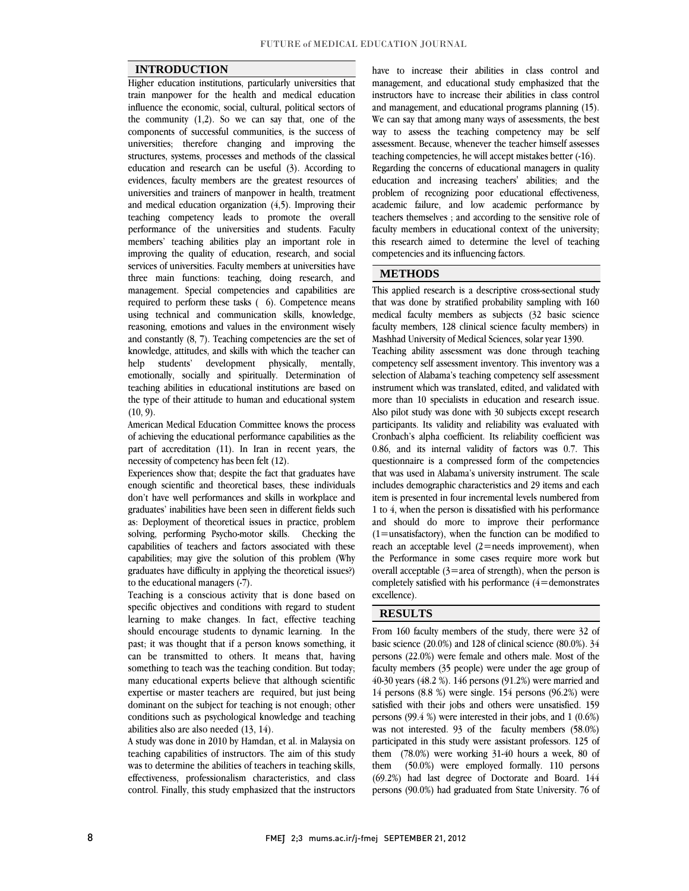## INTRODUCTION

Higher education institutions, particularly universities that train manpower for the health and medical education influence the economic, social, cultural, political sectors of the community (1,2). So we can say that, one of the components of successful communities, is the success of universities; therefore changing and improving the structures, systems, processes and methods of the classical education and research can be useful (3). According to evidences, faculty members are the greatest resources of universities and trainers of manpower in health, treatment and medical education organization (4,5). Improving their teaching competency leads to promote the overall performance of the universities and students. Faculty members' teaching abilities play an important role in improving the quality of education, research, and social services of universities. Faculty members at universities have three main functions: teaching, doing research, and management. Special competencies and capabilities are required to perform these tasks ( 6). Competence means using technical and communication skills, knowledge, reasoning, emotions and values in the environment wisely and constantly (8, 7). Teaching competencies are the set of knowledge, attitudes, and skills with which the teacher can help students' development physically, mentally, emotionally, socially and spiritually. Determination of teaching abilities in educational institutions are based on the type of their attitude to human and educational system (10, 9).

American Medical Education Committee knows the process of achieving the educational performance capabilities as the part of accreditation (11). In Iran in recent years, the necessity of competency has been felt (12).

Experiences show that; despite the fact that graduates have enough scientific and theoretical bases, these individuals don't have well performances and skills in workplace and graduates' inabilities have been seen in different fields such as: Deployment of theoretical issues in practice, problem solving, performing Psycho-motor skills. Checking the capabilities of teachers and factors associated with these capabilities; may give the solution of this problem (Why graduates have difficulty in applying the theoretical issues?) to the educational managers (-7).

Teaching is a conscious activity that is done based on specific objectives and conditions with regard to student learning to make changes. In fact, effective teaching should encourage students to dynamic learning. In the past; it was thought that if a person knows something, it can be transmitted to others. It means that, having something to teach was the teaching condition. But today; many educational experts believe that although scientific expertise or master teachers are required, but just being dominant on the subject for teaching is not enough; other conditions such as psychological knowledge and teaching abilities also are also needed (13, 14).

A study was done in 2010 by Hamdan, et al. in Malaysia on teaching capabilities of instructors. The aim of this study was to determine the abilities of teachers in teaching skills, effectiveness, professionalism characteristics, and class control. Finally, this study emphasized that the instructors have to increase their abilities in class control and management, and educational study emphasized that the instructors have to increase their abilities in class control and management, and educational programs planning (15). We can say that among many ways of assessments, the best way to assess the teaching competency may be self assessment. Because, whenever the teacher himself assesses teaching competencies, he will accept mistakes better (-16).

Regarding the concerns of educational managers in quality education and increasing teachers' abilities; and the problem of recognizing poor educational effectiveness, academic failure, and low academic performance by teachers themselves ; and according to the sensitive role of faculty members in educational context of the university; this research aimed to determine the level of teaching competencies and its influencing factors.

## METHODS

This applied research is a descriptive cross-sectional study that was done by stratified probability sampling with 160 medical faculty members as subjects (32 basic science faculty members, 128 clinical science faculty members) in Mashhad University of Medical Sciences, solar year 1390.

Teaching ability assessment was done through teaching competency self assessment inventory. This inventory was a selection of Alabama's teaching competency self assessment instrument which was translated, edited, and validated with more than 10 specialists in education and research issue. Also pilot study was done with 30 subjects except research participants. Its validity and reliability was evaluated with Cronbach's alpha coefficient. Its reliability coefficient was 0.86, and its internal validity of factors was 0.7. This questionnaire is a compressed form of the competencies that was used in Alabama's university instrument. The scale includes demographic characteristics and 29 items and each item is presented in four incremental levels numbered from 1 to 4, when the person is dissatisfied with his performance and should do more to improve their performance (1=unsatisfactory), when the function can be modified to reach an acceptable level (2=needs improvement), when the Performance in some cases require more work but overall acceptable (3=area of strength), when the person is completely satisfied with his performance (4=demonstrates excellence).

## RESULTS

From 160 faculty members of the study, there were 32 of basic science (20.0%) and 128 of clinical science (80.0%). 34 persons (22.0%) were female and others male. Most of the faculty members (35 people) were under the age group of 40-30 years (48.2 %). 146 persons (91.2%) were married and 14 persons (8.8 %) were single. 154 persons (96.2%) were satisfied with their jobs and others were unsatisfied. 159 persons (99.4 %) were interested in their jobs, and 1 (0.6%) was not interested. 93 of the faculty members (58.0%) participated in this study were assistant professors. 125 of them (78.0%) were working 31-40 hours a week, 80 of them (50.0%) were employed formally. 110 persons (69.2%) had last degree of Doctorate and Board. 144 persons (90.0%) had graduated from State University. 76 of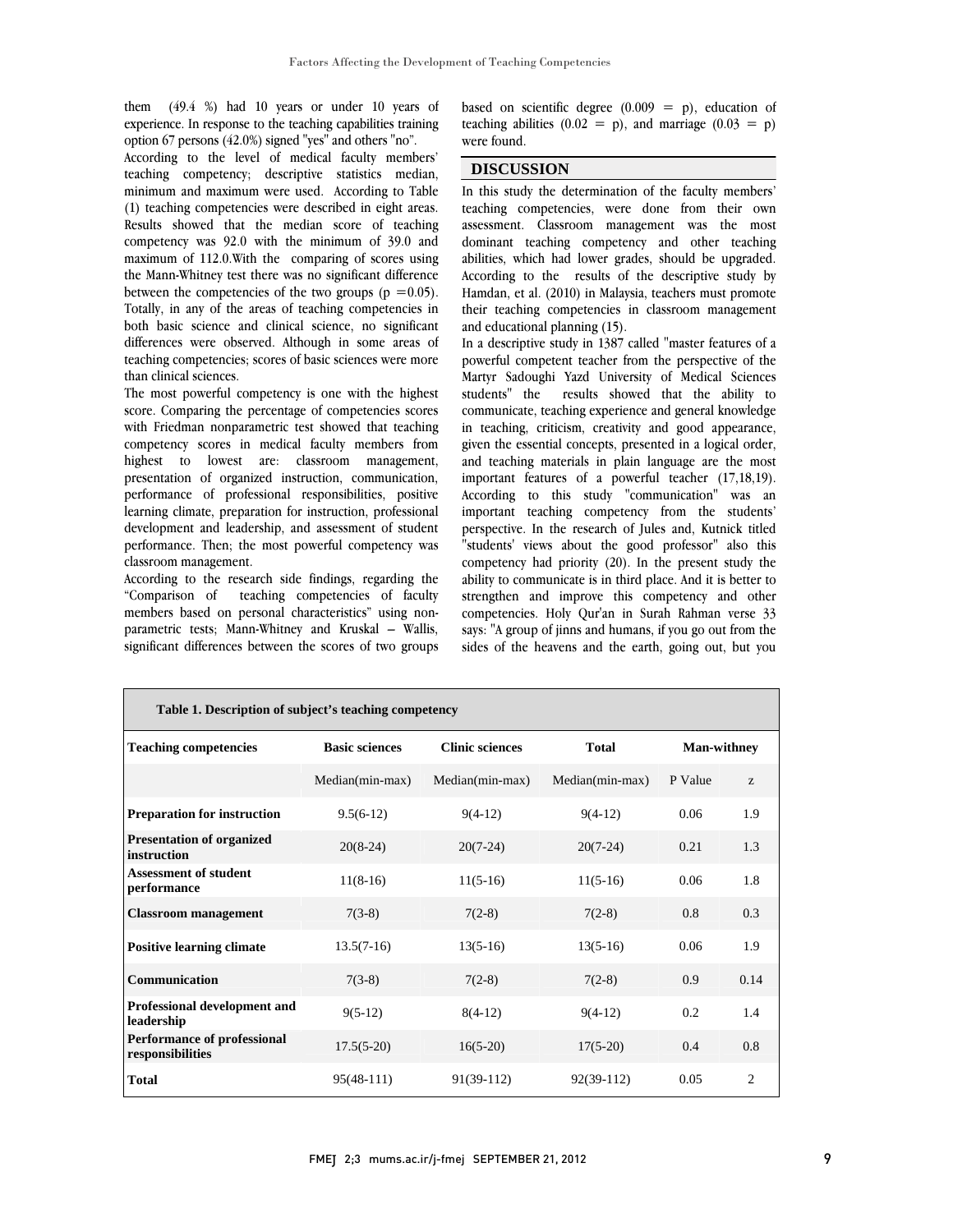them (49.4 %) had 10 years or under 10 years of experience. In response to the teaching capabilities training option 67 persons (42.0%) signed "yes" and others "no".

According to the level of medical faculty members' teaching competency; descriptive statistics median, minimum and maximum were used. According to Table (1) teaching competencies were described in eight areas. Results showed that the median score of teaching competency was 92.0 with the minimum of 39.0 and maximum of 112.0.With the comparing of scores using the Mann-Whitney test there was no significant difference between the competencies of the two groups ($p = 0.05$). Totally, in any of the areas of teaching competencies in both basic science and clinical science, no significant differences were observed. Although in some areas of teaching competencies; scores of basic sciences were more than clinical sciences.

The most powerful competency is one with the highest score. Comparing the percentage of competencies scores with Friedman nonparametric test showed that teaching competency scores in medical faculty members from highest to lowest are: classroom management, presentation of organized instruction, communication, performance of professional responsibilities, positive learning climate, preparation for instruction, professional development and leadership, and assessment of student performance. Then; the most powerful competency was classroom management.

According to the research side findings, regarding the "Comparison of teaching competencies of faculty members based on personal characteristics" using non-parametric tests; Mann-Whitney and Kruskal – Wallis, significant differences between the scores of two groups based on scientific degree ($0.009 = p$), education of teaching abilities ($0.02 = p$), and marriage ($0.03 = p$) were found.

## DISCUSSION

In this study the determination of the faculty members' teaching competencies, were done from their own assessment. Classroom management was the most dominant teaching competency and other teaching abilities, which had lower grades, should be upgraded. According to the results of the descriptive study by Hamdan, et al. (2010) in Malaysia, teachers must promote their teaching competencies in classroom management and educational planning (15).

In a descriptive study in 1387 called "master features of a powerful competent teacher from the perspective of the Martyr Sadoughi Yazd University of Medical Sciences students" the results showed that the ability to communicate, teaching experience and general knowledge in teaching, criticism, creativity and good appearance, given the essential concepts, presented in a logical order, and teaching materials in plain language are the most important features of a powerful teacher (17,18,19). According to this study "communication" was an important teaching competency from the students' perspective. In the research of Jules and, Kutnick titled "students' views about the good professor" also this competency had priority (20). In the present study the ability to communicate is in third place. And it is better to strengthen and improve this competency and other competencies. Holy Qur'an in Surah Rahman verse 33 says: "A group of jinns and humans, if you go out from the sides of the heavens and the earth, going out, but you

**Table 1. Description of subject's teaching competency**

| Teaching competencies | Basic sciences | Clinic sciences | Total | Man-withney | |
|---|---|---|---|---|---|
| | Median(min-max) | Median(min-max) | Median(min-max) | P Value | z |
| **Preparation for instruction** | 9.5(6-12) | 9(4-12) | 9(4-12) | 0.06 | 1.9 |
| **Presentation of organized instruction** | 20(8-24) | 20(7-24) | 20(7-24) | 0.21 | 1.3 |
| **Assessment of student performance** | 11(8-16) | 11(5-16) | 11(5-16) | 0.06 | 1.8 |
| **Classroom management** | 7(3-8) | 7(2-8) | 7(2-8) | 0.8 | 0.3 |
| **Positive learning climate** | 13.5(7-16) | 13(5-16) | 13(5-16) | 0.06 | 1.9 |
| **Communication** | 7(3-8) | 7(2-8) | 7(2-8) | 0.9 | 0.14 |
| **Professional development and leadership** | 9(5-12) | 8(4-12) | 9(4-12) | 0.2 | 1.4 |
| **Performance of professional responsibilities** | 17.5(5-20) | 16(5-20) | 17(5-20) | 0.4 | 0.8 |
| **Total** | 95(48-111) | 91(39-112) | 92(39-112) | 0.05 | 2 |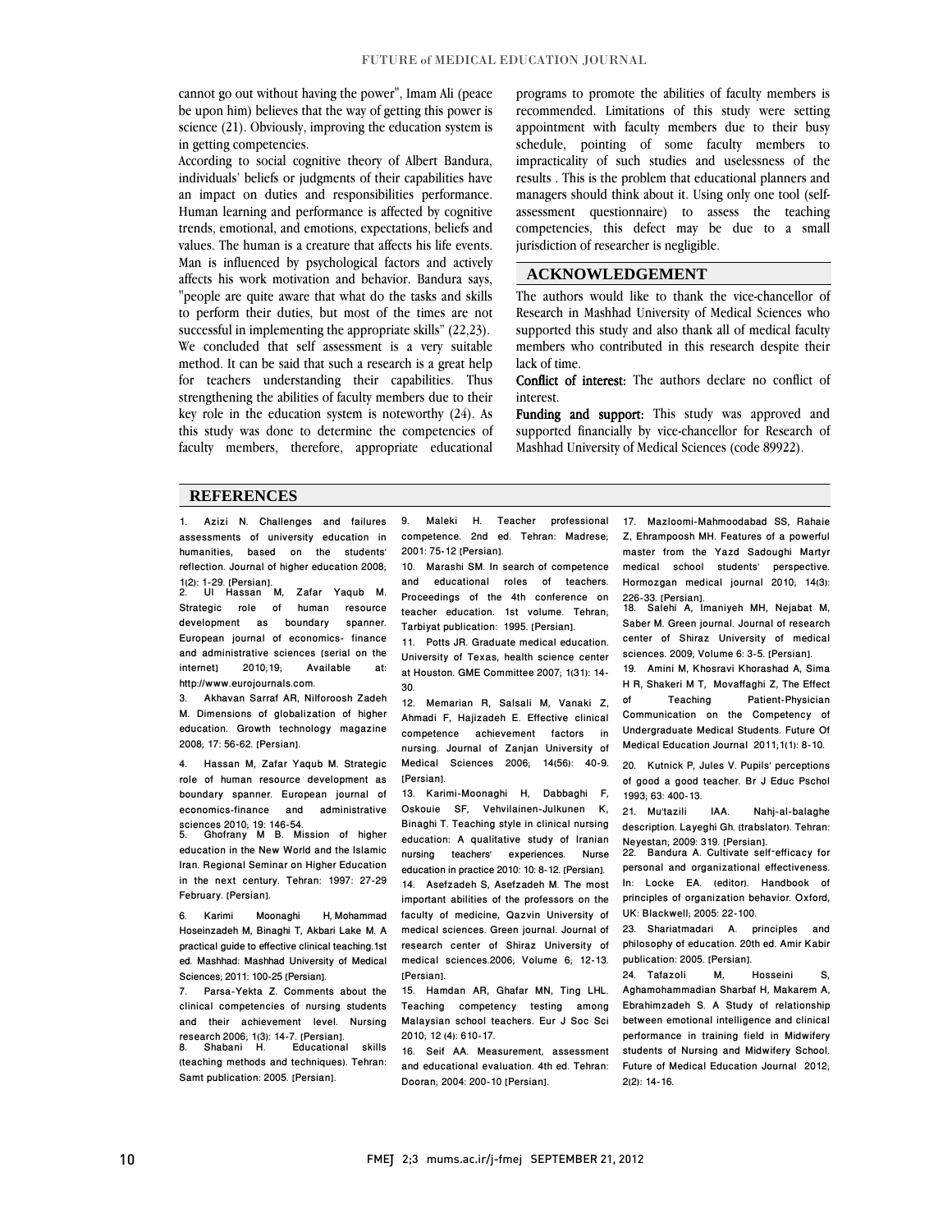cannot go out without having the power", Imam Ali (peace be upon him) believes that the way of getting this power is science (21). Obviously, improving the education system is in getting competencies.

According to social cognitive theory of Albert Bandura, individuals' beliefs or judgments of their capabilities have an impact on duties and responsibilities performance. Human learning and performance is affected by cognitive trends, emotional, and emotions, expectations, beliefs and values. The human is a creature that affects his life events. Man is influenced by psychological factors and actively affects his work motivation and behavior. Bandura says, "people are quite aware that what do the tasks and skills to perform their duties, but most of the times are not successful in implementing the appropriate skills" (22,23).

We concluded that self assessment is a very suitable method. It can be said that such a research is a great help for teachers understanding their capabilities. Thus strengthening the abilities of faculty members due to their key role in the education system is noteworthy (24). As this study was done to determine the competencies of faculty members, therefore, appropriate educational programs to promote the abilities of faculty members is recommended. Limitations of this study were setting appointment with faculty members due to their busy schedule, pointing of some faculty members to impracticality of such studies and uselessness of the results . This is the problem that educational planners and managers should think about it. Using only one tool (self-assessment questionnaire) to assess the teaching competencies, this defect may be due to a small jurisdiction of researcher is negligible.

## ACKNOWLEDGEMENT

The authors would like to thank the vice-chancellor of Research in Mashhad University of Medical Sciences who supported this study and also thank all of medical faculty members who contributed in this research despite their lack of time.

**Conflict of interest:** The authors declare no conflict of interest.

**Funding and support:** This study was approved and supported financially by vice-chancellor for Research of Mashhad University of Medical Sciences (code 89922).

## REFERENCES

1. Azizi N. Challenges and failures assessments of university education in humanities, based on the students' reflection. Journal of higher education 2008; 1(2): 1-29. [Persian].
2. Ul Hassan M, Zafar Yaqub M. Strategic role of human resource development as boundary spanner. European journal of economics- finance and administrative sciences [serial on the internet] 2010;19; Available at: http://www.eurojournals.com.
3. Akhavan Sarraf AR, Nilforoosh Zadeh M. Dimensions of globalization of higher education. Growth technology magazine 2008; 17: 56-62. [Persian].
4. Hassan M, Zafar Yaqub M. Strategic role of human resource development as boundary spanner. European journal of economics-finance and administrative sciences 2010; 19: 146-54.
5. Ghofrany M B. Mission of higher education in the New World and the Islamic Iran. Regional Seminar on Higher Education in the next century. Tehran: 1997: 27-29 February. [Persian].
6. Karimi Moonaghi H, Mohammad Hoseinzadeh M, Binaghi T, Akbari Lake M. A practical guide to effective clinical teaching.1st ed. Mashhad: Mashhad University of Medical Sciences; 2011: 100-25 [Persian].
7. Parsa-Yekta Z. Comments about the clinical competencies of nursing students and their achievement level. Nursing research 2006; 1(3): 14-7. [Persian].
8. Shabani H. Educational skills (teaching methods and techniques). Tehran: Samt publication: 2005. [Persian].
9. Maleki H. Teacher professional competence. 2nd ed. Tehran: Madrese; 2001: 75-12 [Persian].
10. Marashi SM. In search of competence and educational roles of teachers. Proceedings of the 4th conference on teacher education. 1st volume. Tehran; Tarbiyat publication: 1995. [Persian].
11. Potts JR. Graduate medical education. University of Texas, health science center at Houston. GME Committee 2007; 1(31): 14-30.
12. Memarian R, Salsali M, Vanaki Z, Ahmadi F, Hajizadeh E. Effective clinical competence achievement factors in nursing. Journal of Zanjan University of Medical Sciences 2006; 14(56): 40-9. [Persian].
13. Karimi-Moonaghi H, Dabbaghi F, Oskouie SF, Vehvilainen-Julkunen K, Binaghi T. Teaching style in clinical nursing education: A qualitative study of Iranian nursing teachers' experiences. Nurse education in practice 2010: 10: 8-12. [Persian].
14. Asefzadeh S, Asefzadeh M. The most important abilities of the professors on the faculty of medicine, Qazvin University of medical sciences. Green journal. Journal of research center of Shiraz University of medical sciences.2006; Volume 6; 12-13. [Persian].
15. Hamdan AR, Ghafar MN, Ting LHL. Teaching competency testing among Malaysian school teachers. Eur J Soc Sci 2010; 12 (4): 610-17.
16. Seif AA. Measurement, assessment and educational evaluation. 4th ed. Tehran: Dooran; 2004: 200-10 [Persian].
17. Mazloomi-Mahmoodabad SS, Rahaie Z, Ehrampoosh MH. Features of a powerful master from the Yazd Sadoughi Martyr medical school students' perspective. Hormozgan medical journal 2010; 14(3): 226-33. [Persian].
18. Salehi A, Imaniyeh MH, Nejabat M, Saber M. Green journal. Journal of research center of Shiraz University of medical sciences. 2009; Volume 6: 3-5. [Persian].
19. Amini M, Khosravi Khorashad A, Sima H R, Shakeri M T, Movaffaghi Z, The Effect of Teaching Patient-Physician Communication on the Competency of Undergraduate Medical Students. Future Of Medical Education Journal 2011;1(1): 8-10.
20. Kutnick P, Jules V. Pupils' perceptions of good a good teacher. Br J Educ Pschol 1993; 63: 400-13.
21. Mu'tazili IAA. Nahj-al-balaghe description. Layeghi Gh. (trabslator). Tehran: Neyestan; 2009: 319. [Persian].
22. Bandura A. Cultivate self-efficacy for personal and organizational effectiveness. In: Locke EA. (editor). Handbook of principles of organization behavior. Oxford, UK: Blackwell; 2005: 22-100.
23. Shariatmadari A. principles and philosophy of education. 20th ed. Amir Kabir publication: 2005. [Persian].
24. Tafazoli M, Hosseini S, Aghamohammadian Sharbaf H, Makarem A, Ebrahimzadeh S. A Study of relationship between emotional intelligence and clinical performance in training field in Midwifery students of Nursing and Midwifery School. Future of Medical Education Journal 2012; 2(2): 14-16.